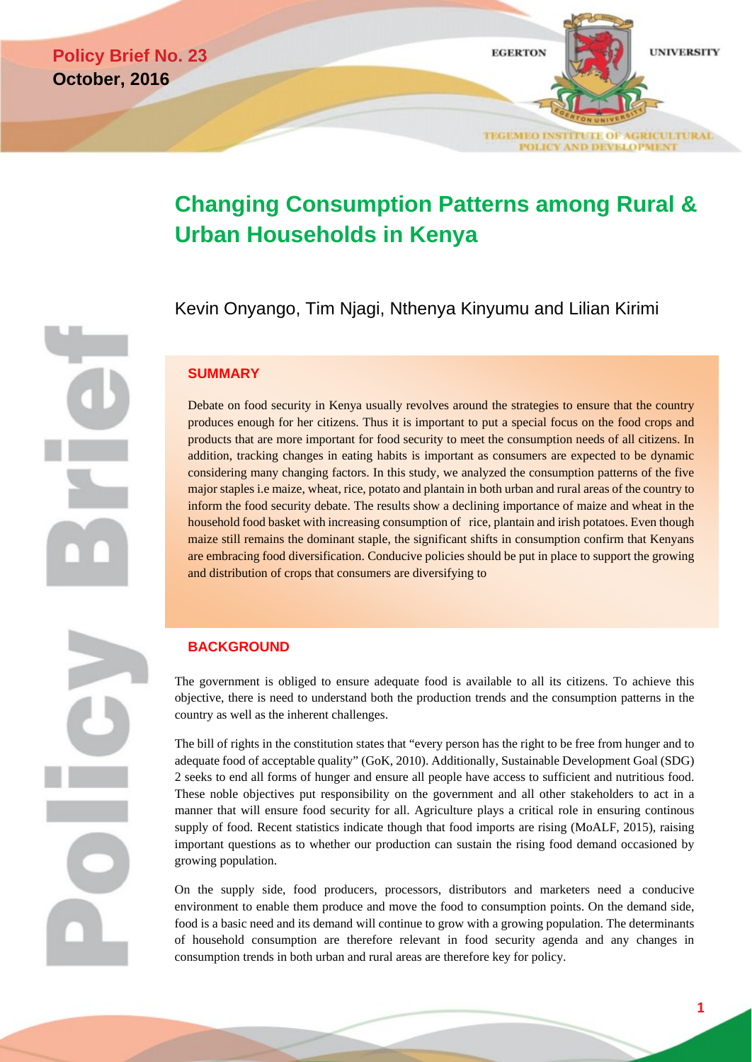Policy Brief No. 23
October, 2016

EGERTON UNIVERSITY

TEGEMEO INSTITUTE OF AGRICULTURAL POLICY AND DEVELOPMENT

# Changing Consumption Patterns among Rural & Urban Households in Kenya

Kevin Onyango, Tim Njagi, Nthenya Kinyumu and Lilian Kirimi

## SUMMARY

Debate on food security in Kenya usually revolves around the strategies to ensure that the country produces enough for her citizens. Thus it is important to put a special focus on the food crops and products that are more important for food security to meet the consumption needs of all citizens. In addition, tracking changes in eating habits is important as consumers are expected to be dynamic considering many changing factors. In this study, we analyzed the consumption patterns of the five major staples i.e maize, wheat, rice, potato and plantain in both urban and rural areas of the country to inform the food security debate. The results show a declining importance of maize and wheat in the household food basket with increasing consumption of rice, plantain and irish potatoes. Even though maize still remains the dominant staple, the significant shifts in consumption confirm that Kenyans are embracing food diversification. Conducive policies should be put in place to support the growing and distribution of crops that consumers are diversifying to

## BACKGROUND

The government is obliged to ensure adequate food is available to all its citizens. To achieve this objective, there is need to understand both the production trends and the consumption patterns in the country as well as the inherent challenges.

The bill of rights in the constitution states that "every person has the right to be free from hunger and to adequate food of acceptable quality" (GoK, 2010). Additionally, Sustainable Development Goal (SDG) 2 seeks to end all forms of hunger and ensure all people have access to sufficient and nutritious food. These noble objectives put responsibility on the government and all other stakeholders to act in a manner that will ensure food security for all. Agriculture plays a critical role in ensuring continous supply of food. Recent statistics indicate though that food imports are rising (MoALF, 2015), raising important questions as to whether our production can sustain the rising food demand occasioned by growing population.

On the supply side, food producers, processors, distributors and marketers need a conducive environment to enable them produce and move the food to consumption points. On the demand side, food is a basic need and its demand will continue to grow with a growing population. The determinants of household consumption are therefore relevant in food security agenda and any changes in consumption trends in both urban and rural areas are therefore key for policy.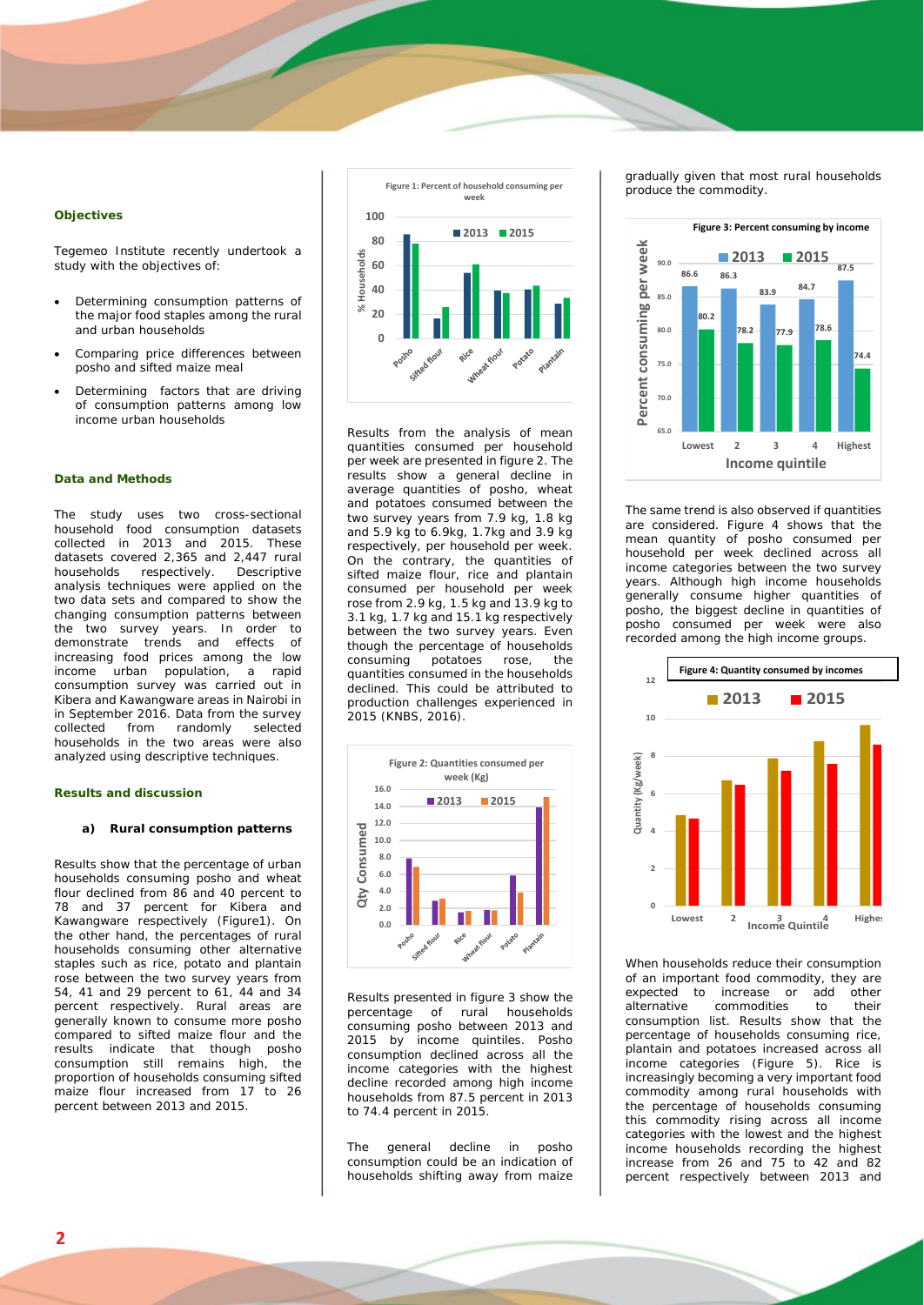### Objectives

Tegemeo Institute recently undertook a study with the objectives of:

- Determining consumption patterns of the major food staples among the rural and urban households
- Comparing price differences between posho and sifted maize meal
- Determining factors that are driving of consumption patterns among low income urban households

### Data and Methods

The study uses two cross-sectional household food consumption datasets collected in 2013 and 2015. These datasets covered 2,365 and 2,447 rural households respectively. Descriptive analysis techniques were applied on the two data sets and compared to show the changing consumption patterns between the two survey years. In order to demonstrate trends and effects of increasing food prices among the low income urban population, a rapid consumption survey was carried out in Kibera and Kawangware areas in Nairobi in in September 2016. Data from the survey collected from randomly selected households in the two areas were also analyzed using descriptive techniques.

### Results and discussion

#### a) Rural consumption patterns

Results show that the percentage of urban households consuming posho and wheat flour declined from 86 and 40 percent to 78 and 37 percent for Kibera and Kawangware respectively (Figure1). On the other hand, the percentages of rural households consuming other alternative staples such as rice, potato and plantain rose between the two survey years from 54, 41 and 29 percent to 61, 44 and 34 percent respectively. Rural areas are generally known to consume more posho compared to sifted maize flour and the results indicate that though posho consumption still remains high, the proportion of households consuming sifted maize flour increased from 17 to 26 percent between 2013 and 2015.

Figure 1: Percent of household consuming per week

Results from the analysis of mean quantities consumed per household per week are presented in figure 2. The results show a general decline in average quantities of posho, wheat and potatoes consumed between the two survey years from 7.9 kg, 1.8 kg and 5.9 kg to 6.9kg, 1.7kg and 3.9 kg respectively, per household per week. On the contrary, the quantities of sifted maize flour, rice and plantain consumed per household per week rose from 2.9 kg, 1.5 kg and 13.9 kg to 3.1 kg, 1.7 kg and 15.1 kg respectively between the two survey years. Even though the percentage of households consuming potatoes rose, the quantities consumed in the households declined. This could be attributed to production challenges experienced in 2015 (KNBS, 2016).

Figure 2: Quantities consumed per week (Kg)

Results presented in figure 3 show the percentage of rural households consuming posho between 2013 and 2015 by income quintiles. Posho consumption declined across all the income categories with the highest decline recorded among high income households from 87.5 percent in 2013 to 74.4 percent in 2015.

The general decline in posho consumption could be an indication of households shifting away from maize gradually given that most rural households produce the commodity.

Figure 3: Percent consuming by income

The same trend is also observed if quantities are considered. Figure 4 shows that the mean quantity of posho consumed per household per week declined across all income categories between the two survey years. Although high income households generally consume higher quantities of posho, the biggest decline in quantities of posho consumed per week were also recorded among the high income groups.

Figure 4: Quantity consumed by incomes

When households reduce their consumption of an important food commodity, they are expected to increase or add other alternative commodities to their consumption list. Results show that the percentage of households consuming rice, plantain and potatoes increased across all income categories (Figure 5). Rice is increasingly becoming a very important food commodity among rural households with the percentage of households consuming this commodity rising across all income categories with the lowest and the highest income households recording the highest increase from 26 and 75 to 42 and 82 percent respectively between 2013 and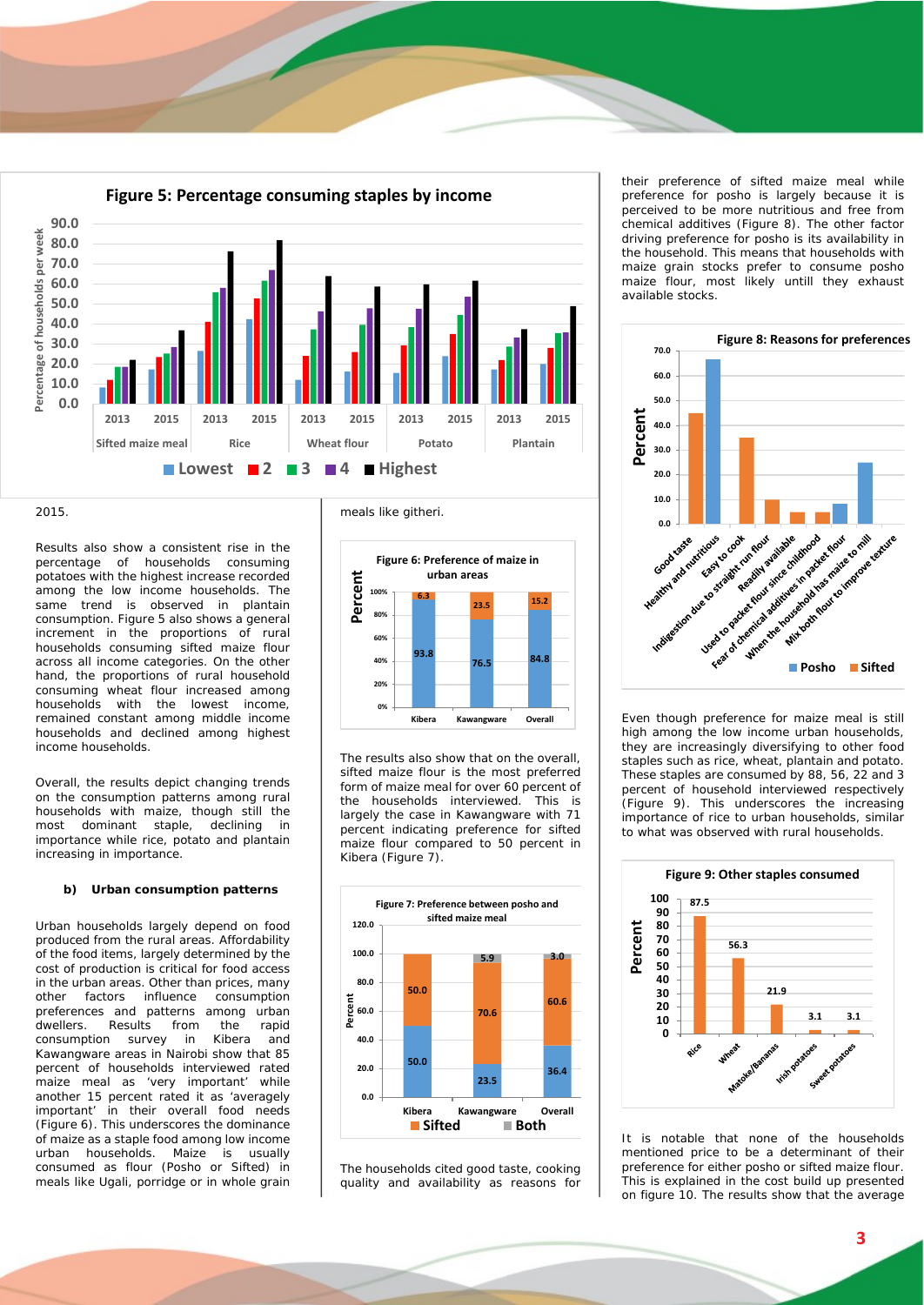**Figure 5: Percentage consuming staples by income**

2015.

Results also show a consistent rise in the percentage of households consuming potatoes with the highest increase recorded among the low income households. The same trend is observed in plantain consumption. Figure 5 also shows a general increment in the proportions of rural households consuming sifted maize flour across all income categories. On the other hand, the proportions of rural household consuming wheat flour increased among households with the lowest income, remained constant among middle income households and declined among highest income households.

Overall, the results depict changing trends on the consumption patterns among rural households with maize, though still the most dominant staple, declining in importance while rice, potato and plantain increasing in importance.

#### b) Urban consumption patterns

Urban households largely depend on food produced from the rural areas. Affordability of the food items, largely determined by the cost of production is critical for food access in the urban areas. Other than prices, many other factors influence consumption preferences and patterns among urban dwellers. Results from the rapid consumption survey in Kibera and Kawangware areas in Nairobi show that 85 percent of households interviewed rated maize meal as 'very important' while another 15 percent rated it as 'averagely important' in their overall food needs (Figure 6). This underscores the dominance of maize as a staple food among low income urban households. Maize is usually consumed as flour (Posho or Sifted) in meals like Ugali, porridge or in whole grain meals like githeri.

**Figure 6: Preference of maize in urban areas**

The results also show that on the overall, sifted maize flour is the most preferred form of maize meal for over 60 percent of the households interviewed. This is largely the case in Kawangware with 71 percent indicating preference for sifted maize flour compared to 50 percent in Kibera (Figure 7).

**Figure 7: Preference between posho and sifted maize meal**

The households cited good taste, cooking quality and availability as reasons for their preference of sifted maize meal while preference for posho is largely because it is perceived to be more nutritious and free from chemical additives (Figure 8). The other factor driving preference for posho is its availability in the household. This means that households with maize grain stocks prefer to consume posho maize flour, most likely untill they exhaust available stocks.

**Figure 8: Reasons for preferences**

Even though preference for maize meal is still high among the low income urban households, they are increasingly diversifying to other food staples such as rice, wheat, plantain and potato. These staples are consumed by 88, 56, 22 and 3 percent of household interviewed respectively (Figure 9). This underscores the increasing importance of rice to urban households, similar to what was observed with rural households.

**Figure 9: Other staples consumed**

It is notable that none of the households mentioned price to be a determinant of their preference for either posho or sifted maize flour. This is explained in the cost build up presented on figure 10. The results show that the average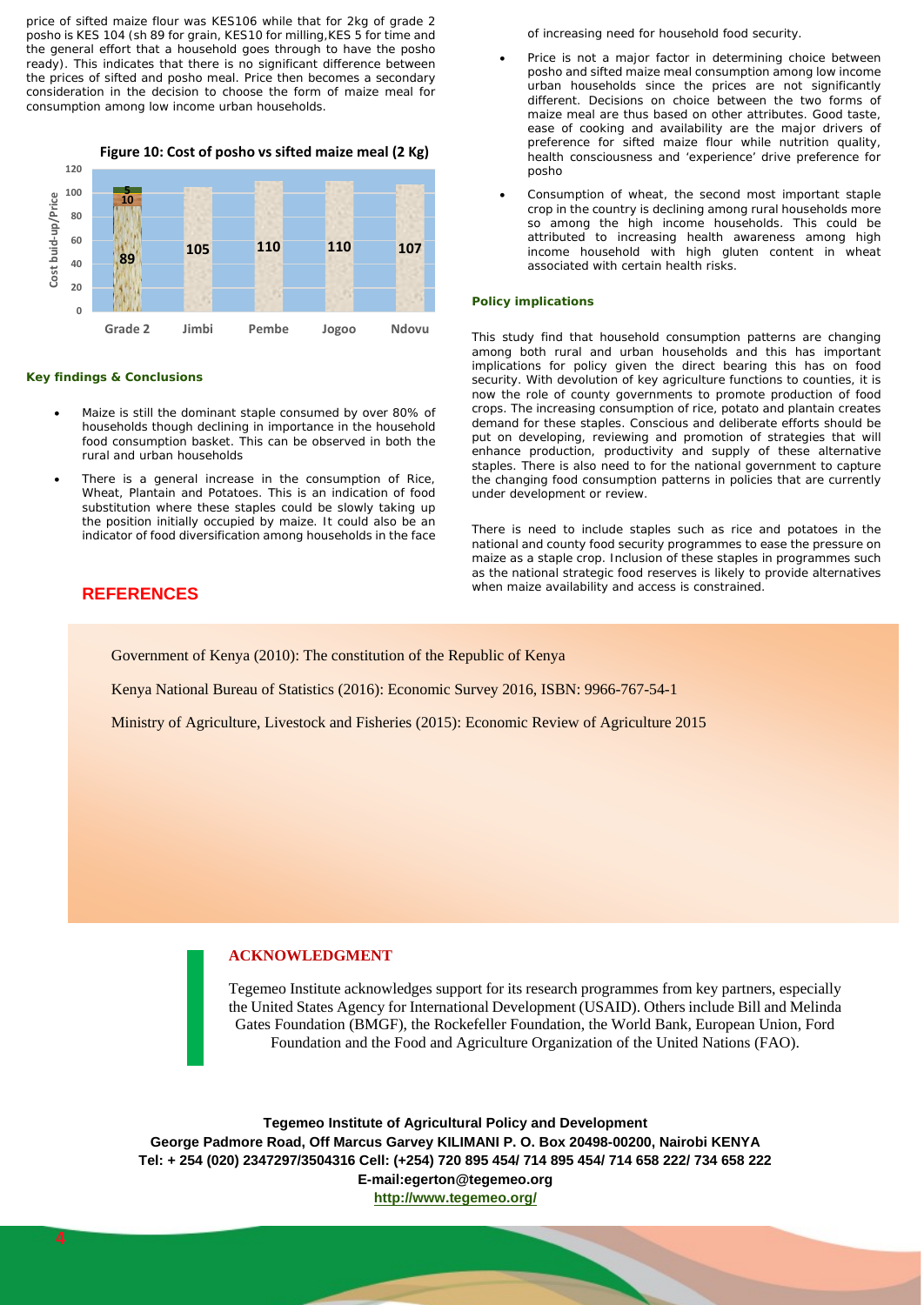price of sifted maize flour was KES106 while that for 2kg of grade 2 posho is KES 104 (sh 89 for grain, KES10 for milling,KES 5 for time and the general effort that a household goes through to have the posho ready). This indicates that there is no significant difference between the prices of sifted and posho meal. Price then becomes a secondary consideration in the decision to choose the form of maize meal for consumption among low income urban households.

**Figure 10: Cost of posho vs sifted maize meal (2 Kg)**

Cost buid-up/Price

120
100
80
60
40
20
0

5
10
89
105
110
110
107

Grade 2
Jimbi
Pembe
Jogoo
Ndovu

#### Key findings & Conclusions

- Maize is still the dominant staple consumed by over 80% of households though declining in importance in the household food consumption basket. This can be observed in both the rural and urban households
- There is a general increase in the consumption of Rice, Wheat, Plantain and Potatoes. This is an indication of food substitution where these staples could be slowly taking up the position initially occupied by maize. It could also be an indicator of food diversification among households in the face of increasing need for household food security.
- Price is not a major factor in determining choice between posho and sifted maize meal consumption among low income urban households since the prices are not significantly different. Decisions on choice between the two forms of maize meal are thus based on other attributes. Good taste, ease of cooking and availability are the major drivers of preference for sifted maize flour while nutrition quality, health consciousness and 'experience' drive preference for posho
- Consumption of wheat, the second most important staple crop in the country is declining among rural households more so among the high income households. This could be attributed to increasing health awareness among high income household with high gluten content in wheat associated with certain health risks.

#### Policy implications

This study find that household consumption patterns are changing among both rural and urban households and this has important implications for policy given the direct bearing this has on food security. With devolution of key agriculture functions to counties, it is now the role of county governments to promote production of food crops. The increasing consumption of rice, potato and plantain creates demand for these staples. Conscious and deliberate efforts should be put on developing, reviewing and promotion of strategies that will enhance production, productivity and supply of these alternative staples. There is also need to for the national government to capture the changing food consumption patterns in policies that are currently under development or review.

There is need to include staples such as rice and potatoes in the national and county food security programmes to ease the pressure on maize as a staple crop. Inclusion of these staples in programmes such as the national strategic food reserves is likely to provide alternatives when maize availability and access is constrained.

## REFERENCES

Government of Kenya (2010): The constitution of the Republic of Kenya

Kenya National Bureau of Statistics (2016): Economic Survey 2016, ISBN: 9966-767-54-1

Ministry of Agriculture, Livestock and Fisheries (2015): Economic Review of Agriculture 2015

## ACKNOWLEDGMENT

Tegemeo Institute acknowledges support for its research programmes from key partners, especially the United States Agency for International Development (USAID). Others include Bill and Melinda Gates Foundation (BMGF), the Rockefeller Foundation, the World Bank, European Union, Ford Foundation and the Food and Agriculture Organization of the United Nations (FAO).

**Tegemeo Institute of Agricultural Policy and Development**
**George Padmore Road, Off Marcus Garvey KILIMANI P. O. Box 20498-00200, Nairobi KENYA**
**Tel: + 254 (020) 2347297/3504316 Cell: (+254) 720 895 454/ 714 895 454/ 714 658 222/ 734 658 222**
**E-mail:egerton@tegemeo.org**
**http://www.tegemeo.org/**